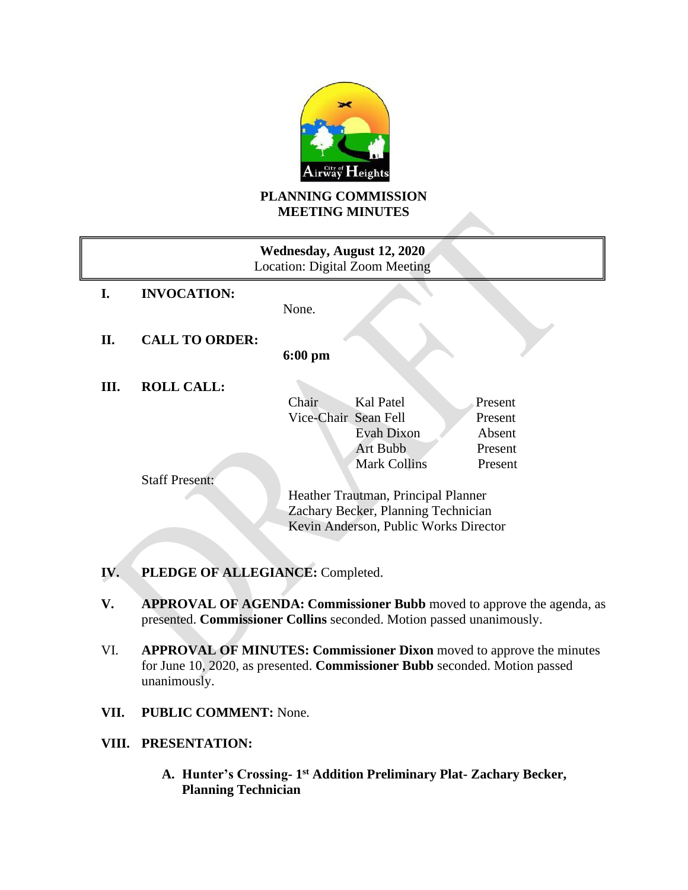# PLANNING COMMISSION
# MEETING MINUTES

**Wednesday, August 12, 2020**
Location: Digital Zoom Meeting

**I. INVOCATION:**

None.

**II. CALL TO ORDER:**

**6:00 pm**

**III. ROLL CALL:**

| | | |
|---|---|---|
| Chair | Kal Patel | Present |
| Vice-Chair | Sean Fell | Present |
| | Evah Dixon | Absent |
| | Art Bubb | Present |
| | Mark Collins | Present |

Staff Present:

Heather Trautman, Principal Planner
Zachary Becker, Planning Technician
Kevin Anderson, Public Works Director

**IV. PLEDGE OF ALLEGIANCE:** Completed.

**V. APPROVAL OF AGENDA: Commissioner Bubb** moved to approve the agenda, as presented. **Commissioner Collins** seconded. Motion passed unanimously.

VI. **APPROVAL OF MINUTES: Commissioner Dixon** moved to approve the minutes for June 10, 2020, as presented. **Commissioner Bubb** seconded. Motion passed unanimously.

**VII. PUBLIC COMMENT:** None.

**VIII. PRESENTATION:**

**A. Hunter's Crossing- 1st Addition Preliminary Plat- Zachary Becker, Planning Technician**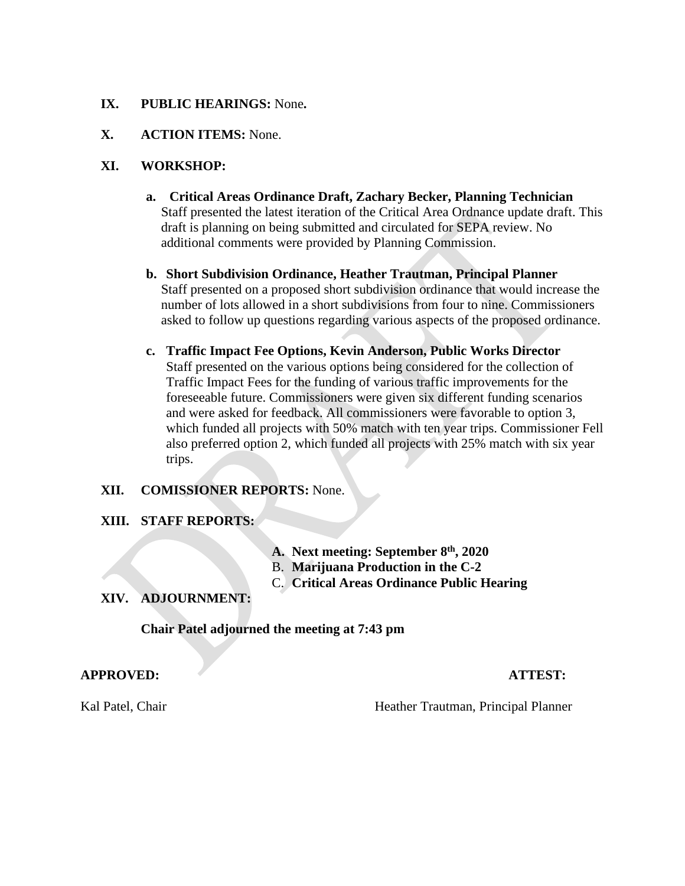**IX. PUBLIC HEARINGS:** None**.**

**X. ACTION ITEMS:** None.

**XI. WORKSHOP:**

**a. Critical Areas Ordinance Draft, Zachary Becker, Planning Technician**
Staff presented the latest iteration of the Critical Area Ordnance update draft. This draft is planning on being submitted and circulated for SEPA review. No additional comments were provided by Planning Commission.

**b. Short Subdivision Ordinance, Heather Trautman, Principal Planner**
Staff presented on a proposed short subdivision ordinance that would increase the number of lots allowed in a short subdivisions from four to nine. Commissioners asked to follow up questions regarding various aspects of the proposed ordinance.

**c. Traffic Impact Fee Options, Kevin Anderson, Public Works Director**
Staff presented on the various options being considered for the collection of Traffic Impact Fees for the funding of various traffic improvements for the foreseeable future. Commissioners were given six different funding scenarios and were asked for feedback. All commissioners were favorable to option 3, which funded all projects with 50% match with ten year trips. Commissioner Fell also preferred option 2, which funded all projects with 25% match with six year trips.

**XII. COMISSIONER REPORTS:** None.

**XIII. STAFF REPORTS:**

**A. Next meeting: September 8th, 2020**
B. **Marijuana Production in the C-2**
C. **Critical Areas Ordinance Public Hearing**

**XIV. ADJOURNMENT:**

**Chair Patel adjourned the meeting at 7:43 pm**

**APPROVED:** **ATTEST:**

Kal Patel, Chair Heather Trautman, Principal Planner